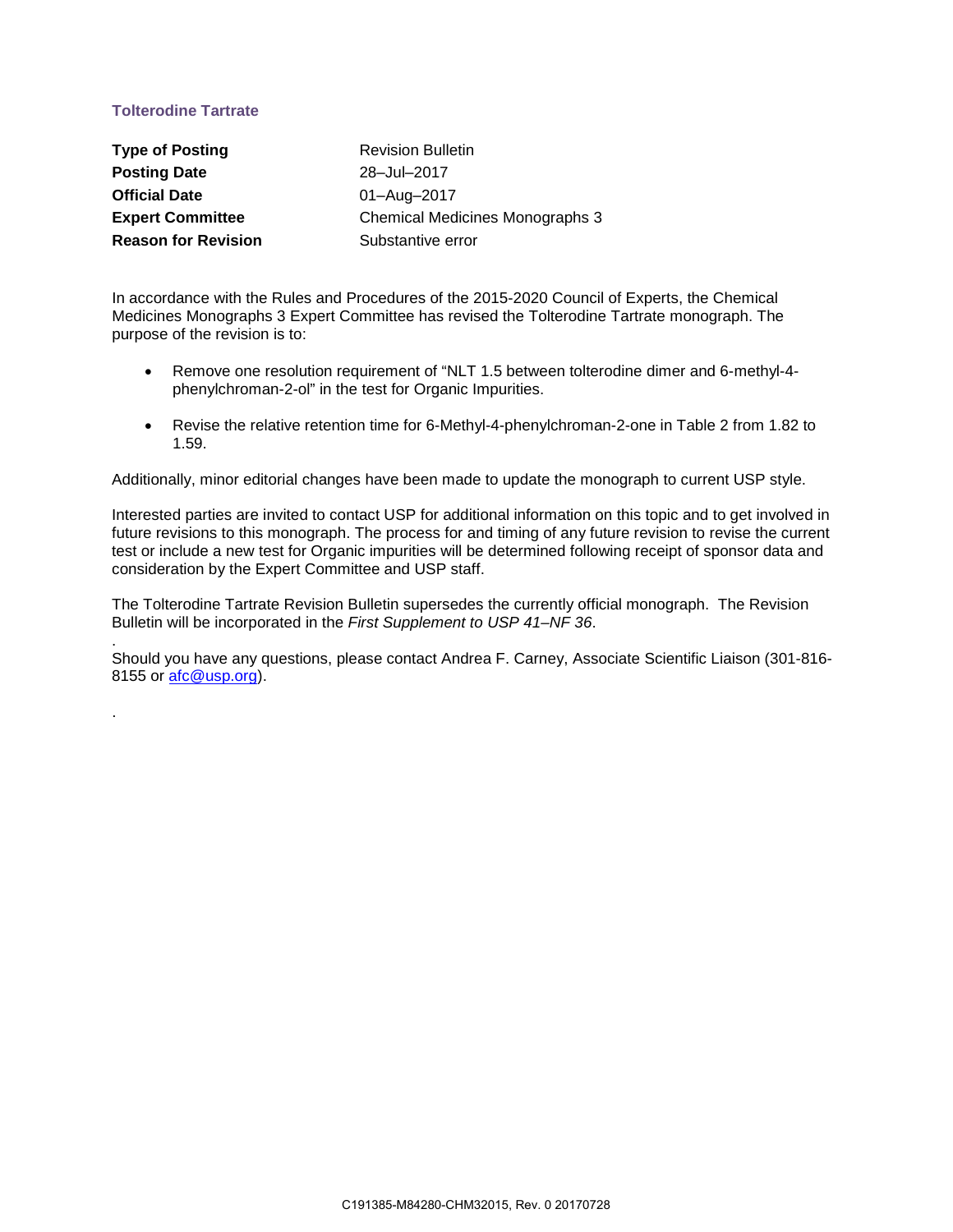## Tolterodine Tartrate

| | |
|---|---|
| **Type of Posting** | Revision Bulletin |
| **Posting Date** | 28–Jul–2017 |
| **Official Date** | 01–Aug–2017 |
| **Expert Committee** | Chemical Medicines Monographs 3 |
| **Reason for Revision** | Substantive error |

In accordance with the Rules and Procedures of the 2015-2020 Council of Experts, the Chemical Medicines Monographs 3 Expert Committee has revised the Tolterodine Tartrate monograph. The purpose of the revision is to:

- Remove one resolution requirement of "NLT 1.5 between tolterodine dimer and 6-methyl-4-phenylchroman-2-ol" in the test for Organic Impurities.
- Revise the relative retention time for 6-Methyl-4-phenylchroman-2-one in Table 2 from 1.82 to 1.59.

Additionally, minor editorial changes have been made to update the monograph to current USP style.

Interested parties are invited to contact USP for additional information on this topic and to get involved in future revisions to this monograph. The process for and timing of any future revision to revise the current test or include a new test for Organic impurities will be determined following receipt of sponsor data and consideration by the Expert Committee and USP staff.

The Tolterodine Tartrate Revision Bulletin supersedes the currently official monograph. The Revision Bulletin will be incorporated in the *First Supplement to USP 41–NF 36*.

Should you have any questions, please contact Andrea F. Carney, Associate Scientific Liaison (301-816-8155 or afc@usp.org).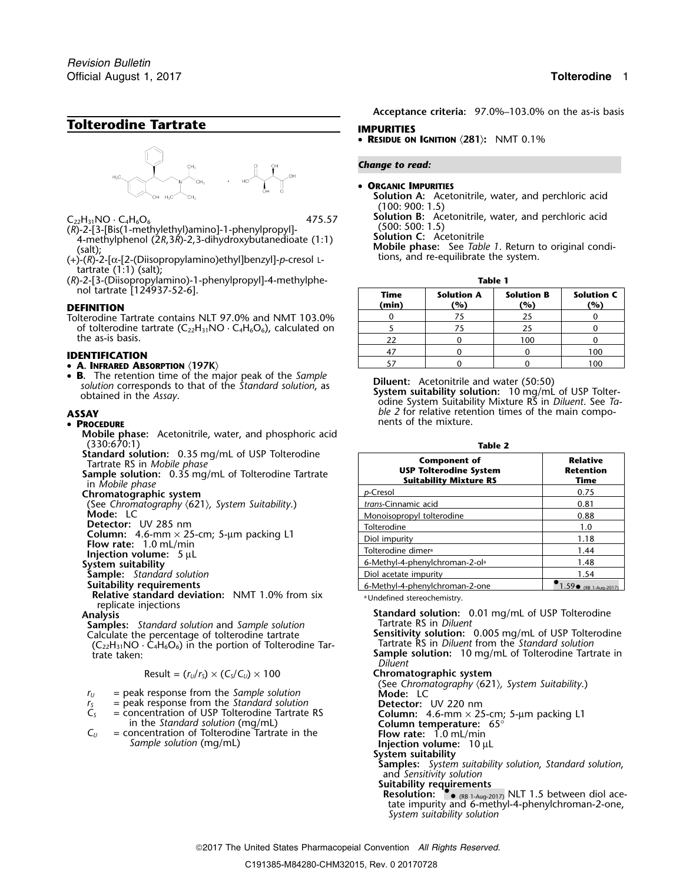# Tolterodine Tartrate

$C_{22}H_{31}NO \cdot C_4H_6O_6$ 475.57

(*R*)-2-[3-[Bis(1-methylethyl)amino]-1-phenylpropyl]-4-methylphenol (2*R*,3*R*)-2,3-dihydroxybutanedioate (1:1) (salt);

(+)-(*R*)-2-[α-[2-(Diisopropylamino)ethyl]benzyl]-*p*-cresol L-tartrate (1:1) (salt);

(*R*)-2-[3-(Diisopropylamino)-1-phenylpropyl]-4-methylphenol tartrate [124937-52-6].

## DEFINITION

Tolterodine Tartrate contains NLT 97.0% and NMT 103.0% of tolterodine tartrate ($C_{22}H_{31}NO \cdot C_4H_6O_6$), calculated on the as-is basis.

## IDENTIFICATION

- **A. Infrared Absorption** ⟨197K⟩
- **B.** The retention time of the major peak of the *Sample solution* corresponds to that of the *Standard solution*, as obtained in the *Assay*.

## ASSAY

- **Procedure**

**Mobile phase:** Acetonitrile, water, and phosphoric acid (330:670:1)

**Standard solution:** 0.35 mg/mL of USP Tolterodine Tartrate RS in *Mobile phase*

**Sample solution:** 0.35 mg/mL of Tolterodine Tartrate in *Mobile phase*

**Chromatographic system**

(See *Chromatography* ⟨621⟩, *System Suitability*.)

**Mode:** LC

**Detector:** UV 285 nm

**Column:** 4.6-mm × 25-cm; 5-µm packing L1

**Flow rate:** 1.0 mL/min

**Injection volume:** 5 µL

**System suitability**

**Sample:** *Standard solution*

**Suitability requirements**

**Relative standard deviation:** NMT 1.0% from six replicate injections

**Analysis**

**Samples:** *Standard solution* and *Sample solution*

Calculate the percentage of tolterodine tartrate ($C_{22}H_{31}NO \cdot C_4H_6O_6$) in the portion of Tolterodine Tartrate taken:

$$\text{Result} = (r_U/r_S) \times (C_S/C_U) \times 100$$

$r_U$ = peak response from the *Sample solution*

$r_S$ = peak response from the *Standard solution*

$C_S$ = concentration of USP Tolterodine Tartrate RS in the *Standard solution* (mg/mL)

$C_U$ = concentration of Tolterodine Tartrate in the *Sample solution* (mg/mL)

**Acceptance criteria:** 97.0%–103.0% on the as-is basis

## IMPURITIES

- **Residue on Ignition** ⟨281⟩: NMT 0.1%

*Change to read:*

- **Organic Impurities**

**Solution A:** Acetonitrile, water, and perchloric acid (100: 900: 1.5)

**Solution B:** Acetonitrile, water, and perchloric acid (500: 500: 1.5)

**Solution C:** Acetonitrile

**Mobile phase:** See *Table 1*. Return to original conditions, and re-equilibrate the system.

**Table 1**

| Time (min) | Solution A (%) | Solution B (%) | Solution C (%) |
|---|---|---|---|
| 0 | 75 | 25 | 0 |
| 5 | 75 | 25 | 0 |
| 22 | 0 | 100 | 0 |
| 47 | 0 | 0 | 100 |
| 57 | 0 | 0 | 100 |

**Diluent:** Acetonitrile and water (50:50)

**System suitability solution:** 10 mg/mL of USP Tolterodine System Suitability Mixture RS in *Diluent*. See *Table 2* for relative retention times of the main components of the mixture.

**Table 2**

| Component of USP Tolterodine System Suitability Mixture RS | Relative Retention Time |
|---|---|
| *p*-Cresol | 0.75 |
| *trans*-Cinnamic acid | 0.81 |
| Monoisopropyl tolterodine | 0.88 |
| Tolterodine | 1.0 |
| Diol impurity | 1.18 |
| Tolterodine dimer[a] | 1.44 |
| 6-Methyl-4-phenylchroman-2-ol[a] | 1.48 |
| Diol acetate impurity | 1.54 |
| 6-Methyl-4-phenylchroman-2-one | ●1.59● (RB 1-Aug-2017) |

[a] Undefined stereochemistry.

**Standard solution:** 0.01 mg/mL of USP Tolterodine Tartrate RS in *Diluent*

**Sensitivity solution:** 0.005 mg/mL of USP Tolterodine Tartrate RS in *Diluent* from the *Standard solution*

**Sample solution:** 10 mg/mL of Tolterodine Tartrate in *Diluent*

**Chromatographic system**

(See *Chromatography* ⟨621⟩, *System Suitability*.)

**Mode:** LC

**Detector:** UV 220 nm

**Column:** 4.6-mm × 25-cm; 5-µm packing L1

**Column temperature:** 65°

**Flow rate:** 1.0 mL/min

**Injection volume:** 10 µL

**System suitability**

**Samples:** *System suitability solution*, *Standard solution*, and *Sensitivity solution*

**Suitability requirements**

**Resolution:** ●● (RB 1-Aug-2017) NLT 1.5 between diol acetate impurity and 6-methyl-4-phenylchroman-2-one, *System suitability solution*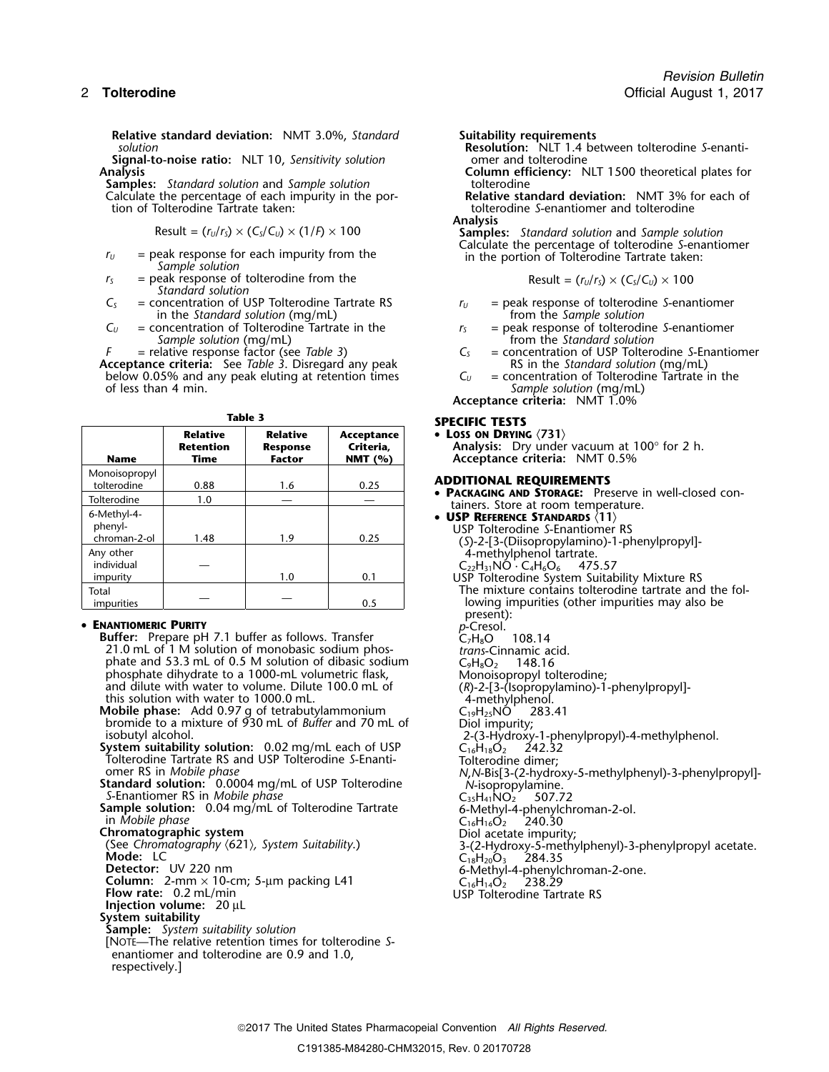**Relative standard deviation:** NMT 3.0%, *Standard solution*

**Signal-to-noise ratio:** NLT 10, *Sensitivity solution*

**Analysis**

**Samples:** *Standard solution* and *Sample solution*

Calculate the percentage of each impurity in the portion of Tolterodine Tartrate taken:

$$\text{Result} = (r_U/r_S) \times (C_S/C_U) \times (1/F) \times 100$$

$r_U$ = peak response for each impurity from the *Sample solution*

$r_S$ = peak response of tolterodine from the *Standard solution*

$C_S$ = concentration of USP Tolterodine Tartrate RS in the *Standard solution* (mg/mL)

$C_U$ = concentration of Tolterodine Tartrate in the *Sample solution* (mg/mL)

$F$ = relative response factor (see *Table 3*)

**Acceptance criteria:** See *Table 3*. Disregard any peak below 0.05% and any peak eluting at retention times of less than 4 min.

**Table 3**

| Name | Relative Retention Time | Relative Response Factor | Acceptance Criteria, NMT (%) |
|---|---|---|---|
| Monoisopropyl tolterodine | 0.88 | 1.6 | 0.25 |
| Tolterodine | 1.0 | — | — |
| 6-Methyl-4-phenyl-chroman-2-ol | 1.48 | 1.9 | 0.25 |
| Any other individual impurity | — | 1.0 | 0.1 |
| Total impurities | — | — | 0.5 |

- **Enantiomeric Purity**

**Buffer:** Prepare pH 7.1 buffer as follows. Transfer 21.0 mL of 1 M solution of monobasic sodium phosphate and 53.3 mL of 0.5 M solution of dibasic sodium phosphate dihydrate to a 1000-mL volumetric flask, and dilute with water to volume. Dilute 100.0 mL of this solution with water to 1000.0 mL.

**Mobile phase:** Add 0.97 g of tetrabutylammonium bromide to a mixture of 930 mL of *Buffer* and 70 mL of isobutyl alcohol.

**System suitability solution:** 0.02 mg/mL each of USP Tolterodine Tartrate RS and USP Tolterodine *S*-Enantiomer RS in *Mobile phase*

**Standard solution:** 0.0004 mg/mL of USP Tolterodine *S*-Enantiomer RS in *Mobile phase*

**Sample solution:** 0.04 mg/mL of Tolterodine Tartrate in *Mobile phase*

**Chromatographic system**

(See *Chromatography* ⟨621⟩, *System Suitability*.)

**Mode:** LC

**Detector:** UV 220 nm

**Column:** 2-mm × 10-cm; 5-µm packing L41

**Flow rate:** 0.2 mL/min

**Injection volume:** 20 µL

**System suitability**

**Sample:** *System suitability solution*

[Note—The relative retention times for tolterodine *S*-enantiomer and tolterodine are 0.9 and 1.0, respectively.]

**Suitability requirements**

**Resolution:** NLT 1.4 between tolterodine *S*-enantiomer and tolterodine

**Column efficiency:** NLT 1500 theoretical plates for tolterodine

**Relative standard deviation:** NMT 3% for each of tolterodine *S*-enantiomer and tolterodine

**Analysis**

**Samples:** *Standard solution* and *Sample solution*

Calculate the percentage of tolterodine *S*-enantiomer in the portion of Tolterodine Tartrate taken:

$$\text{Result} = (r_U/r_S) \times (C_S/C_U) \times 100$$

$r_U$ = peak response of tolterodine *S*-enantiomer from the *Sample solution*

$r_S$ = peak response of tolterodine *S*-enantiomer from the *Standard solution*

$C_S$ = concentration of USP Tolterodine *S*-Enantiomer RS in the *Standard solution* (mg/mL)

$C_U$ = concentration of Tolterodine Tartrate in the *Sample solution* (mg/mL)

**Acceptance criteria:** NMT 1.0%

## SPECIFIC TESTS

- **Loss on Drying** ⟨731⟩

**Analysis:** Dry under vacuum at 100° for 2 h.

**Acceptance criteria:** NMT 0.5%

## ADDITIONAL REQUIREMENTS

- **Packaging and Storage:** Preserve in well-closed containers. Store at room temperature.
- **USP Reference Standards** ⟨11⟩

USP Tolterodine *S*-Enantiomer RS
(*S*)-2-[3-(Diisopropylamino)-1-phenylpropyl]-4-methylphenol tartrate.
$C_{22}H_{31}NO \cdot C_4H_6O_6$ 475.57

USP Tolterodine System Suitability Mixture RS
The mixture contains tolterodine tartrate and the following impurities (other impurities may also be present):
*p*-Cresol.
$C_7H_8O$ 108.14
*trans*-Cinnamic acid.
$C_9H_8O_2$ 148.16
Monoisopropyl tolterodine;
(*R*)-2-[3-(Isopropylamino)-1-phenylpropyl]-4-methylphenol.
$C_{19}H_{25}NO$ 283.41
Diol impurity;
2-(3-Hydroxy-1-phenylpropyl)-4-methylphenol.
$C_{16}H_{18}O_2$ 242.32
Tolterodine dimer;
*N*,*N*-Bis[3-(2-hydroxy-5-methylphenyl)-3-phenylpropyl]-*N*-isopropylamine.
$C_{35}H_{41}NO_2$ 507.72
6-Methyl-4-phenylchroman-2-ol.
$C_{16}H_{16}O_2$ 240.30
Diol acetate impurity;
3-(2-Hydroxy-5-methylphenyl)-3-phenylpropyl acetate.
$C_{18}H_{20}O_3$ 284.35
6-Methyl-4-phenylchroman-2-one.
$C_{16}H_{14}O_2$ 238.29

USP Tolterodine Tartrate RS